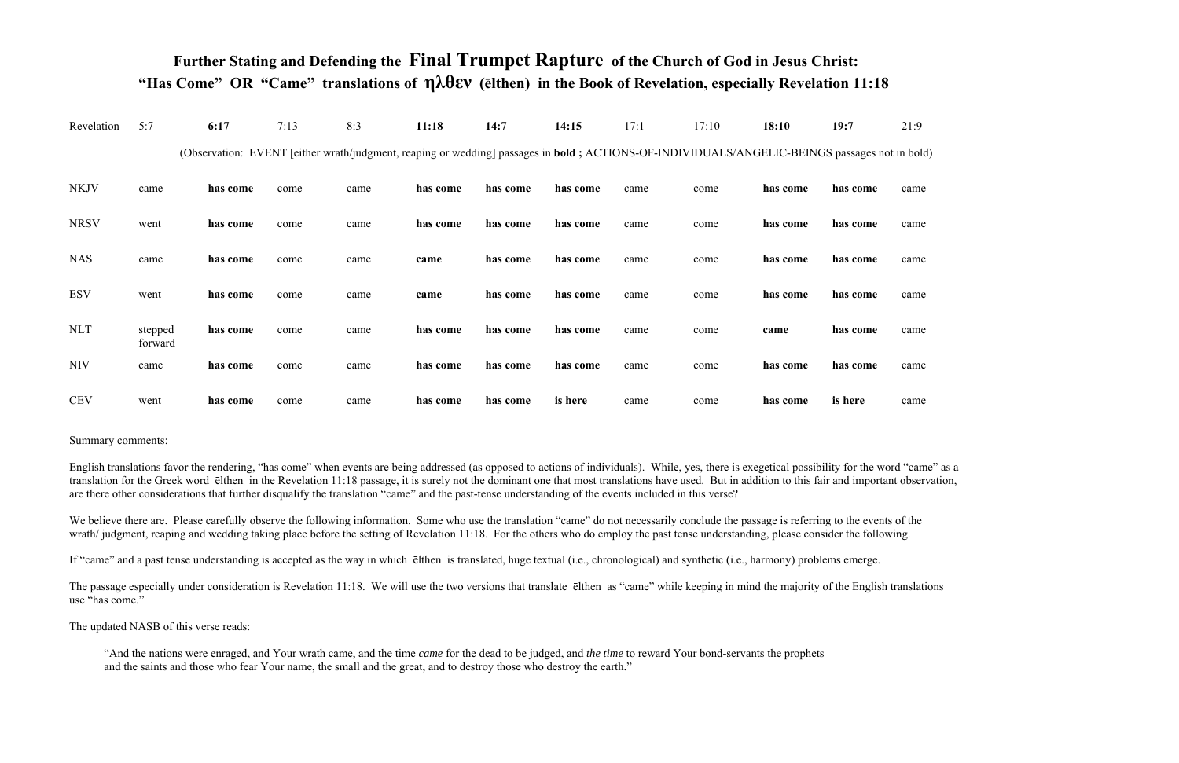# Further Stating and Defending the **Final Trumpet Rapture** of the Church of God in Jesus Christ: "Has Come" OR "Came" translations of ηλθεν (ēlthen) in the Book of Revelation, especially Revelation 11:18

| Revelation | 5:7 | **6:17** | 7:13 | 8:3 | **11:18** | **14:7** | **14:15** | 17:1 | 17:10 | **18:10** | **19:7** | 21:9 |
|---|---|---|---|---|---|---|---|---|---|---|---|---|
| NKJV | came | **has come** | come | came | **has come** | **has come** | **has come** | came | come | **has come** | **has come** | came |
| NRSV | went | **has come** | come | came | **has come** | **has come** | **has come** | came | come | **has come** | **has come** | came |
| NAS | came | **has come** | come | came | **came** | **has come** | **has come** | came | come | **has come** | **has come** | came |
| ESV | went | **has come** | come | came | **came** | **has come** | **has come** | came | come | **has come** | **has come** | came |
| NLT | stepped forward | **has come** | come | came | **has come** | **has come** | **has come** | came | come | **came** | **has come** | came |
| NIV | came | **has come** | come | came | **has come** | **has come** | **has come** | came | come | **has come** | **has come** | came |
| CEV | went | **has come** | come | came | **has come** | **has come** | **is here** | came | come | **has come** | **is here** | came |

(Observation: EVENT [either wrath/judgment, reaping or wedding] passages in **bold ;** ACTIONS-OF-INDIVIDUALS/ANGELIC-BEINGS passages not in bold)

Summary comments:

English translations favor the rendering, "has come" when events are being addressed (as opposed to actions of individuals). While, yes, there is exegetical possibility for the word "came" as a translation for the Greek word ēlthen in the Revelation 11:18 passage, it is surely not the dominant one that most translations have used. But in addition to this fair and important observation, are there other considerations that further disqualify the translation "came" and the past-tense understanding of the events included in this verse?

We believe there are. Please carefully observe the following information. Some who use the translation "came" do not necessarily conclude the passage is referring to the events of the wrath/ judgment, reaping and wedding taking place before the setting of Revelation 11:18. For the others who do employ the past tense understanding, please consider the following.

If "came" and a past tense understanding is accepted as the way in which ēlthen is translated, huge textual (i.e., chronological) and synthetic (i.e., harmony) problems emerge.

The passage especially under consideration is Revelation 11:18. We will use the two versions that translate ēlthen as "came" while keeping in mind the majority of the English translations use "has come."

The updated NASB of this verse reads:

> "And the nations were enraged, and Your wrath came, and the time *came* for the dead to be judged, and *the time* to reward Your bond-servants the prophets and the saints and those who fear Your name, the small and the great, and to destroy those who destroy the earth."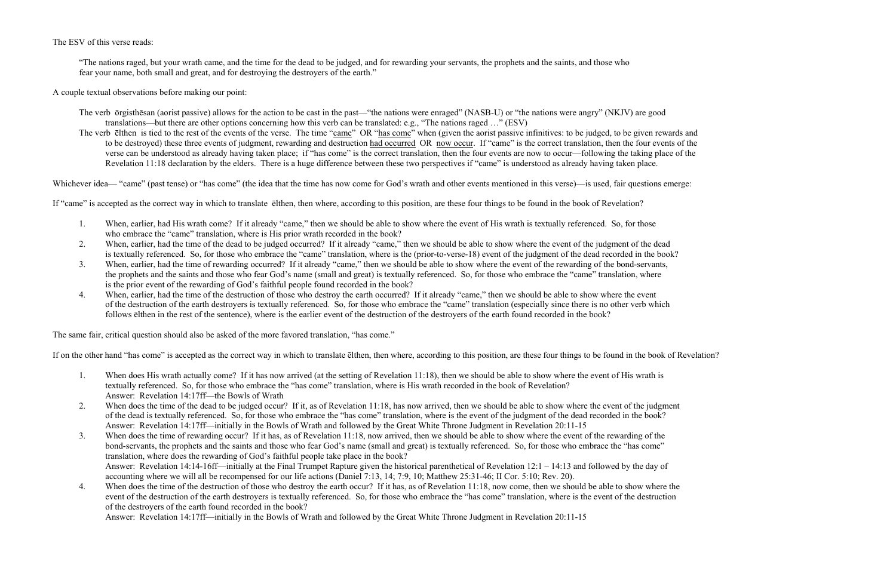The ESV of this verse reads:

> "The nations raged, but your wrath came, and the time for the dead to be judged, and for rewarding your servants, the prophets and the saints, and those who fear your name, both small and great, and for destroying the destroyers of the earth."

A couple textual observations before making our point:

The verb ōrgisthēsan (aorist passive) allows for the action to be cast in the past—"the nations were enraged" (NASB-U) or "the nations were angry" (NKJV) are good translations—but there are other options concerning how this verb can be translated: e.g., "The nations raged …" (ESV)

The verb ēlthen is tied to the rest of the events of the verse. The time "came" OR "has come" when (given the aorist passive infinitives: to be judged, to be given rewards and to be destroyed) these three events of judgment, rewarding and destruction had occurred OR now occur. If "came" is the correct translation, then the four events of the verse can be understood as already having taken place; if "has come" is the correct translation, then the four events are now to occur—following the taking place of the Revelation 11:18 declaration by the elders. There is a huge difference between these two perspectives if "came" is understood as already having taken place.

Whichever idea— "came" (past tense) or "has come" (the idea that the time has now come for God's wrath and other events mentioned in this verse)—is used, fair questions emerge:

If "came" is accepted as the correct way in which to translate ēlthen, then where, according to this position, are these four things to be found in the book of Revelation?

1. When, earlier, had His wrath come? If it already "came," then we should be able to show where the event of His wrath is textually referenced. So, for those who embrace the "came" translation, where is His prior wrath recorded in the book?
2. When, earlier, had the time of the dead to be judged occurred? If it already "came," then we should be able to show where the event of the judgment of the dead is textually referenced. So, for those who embrace the "came" translation, where is the (prior-to-verse-18) event of the judgment of the dead recorded in the book?
3. When, earlier, had the time of rewarding occurred? If it already "came," then we should be able to show where the event of the rewarding of the bond-servants, the prophets and the saints and those who fear God's name (small and great) is textually referenced. So, for those who embrace the "came" translation, where is the prior event of the rewarding of God's faithful people found recorded in the book?
4. When, earlier, had the time of the destruction of those who destroy the earth occurred? If it already "came," then we should be able to show where the event of the destruction of the earth destroyers is textually referenced. So, for those who embrace the "came" translation (especially since there is no other verb which follows ēlthen in the rest of the sentence), where is the earlier event of the destruction of the destroyers of the earth found recorded in the book?

The same fair, critical question should also be asked of the more favored translation, "has come."

If on the other hand "has come" is accepted as the correct way in which to translate ēlthen, then where, according to this position, are these four things to be found in the book of Revelation?

1. When does His wrath actually come? If it has now arrived (at the setting of Revelation 11:18), then we should be able to show where the event of His wrath is textually referenced. So, for those who embrace the "has come" translation, where is His wrath recorded in the book of Revelation?
   Answer: Revelation 14:17ff—the Bowls of Wrath
2. When does the time of the dead to be judged occur? If it, as of Revelation 11:18, has now arrived, then we should be able to show where the event of the judgment of the dead is textually referenced. So, for those who embrace the "has come" translation, where is the event of the judgment of the dead recorded in the book?
   Answer: Revelation 14:17ff—initially in the Bowls of Wrath and followed by the Great White Throne Judgment in Revelation 20:11-15
3. When does the time of rewarding occur? If it has, as of Revelation 11:18, now arrived, then we should be able to show where the event of the rewarding of the bond-servants, the prophets and the saints and those who fear God's name (small and great) is textually referenced. So, for those who embrace the "has come" translation, where does the rewarding of God's faithful people take place in the book?
   Answer: Revelation 14:14-16ff—initially at the Final Trumpet Rapture given the historical parenthetical of Revelation 12:1 – 14:13 and followed by the day of accounting where we will all be recompensed for our life actions (Daniel 7:13, 14; 7:9, 10; Matthew 25:31-46; II Cor. 5:10; Rev. 20).
4. When does the time of the destruction of those who destroy the earth occur? If it has, as of Revelation 11:18, now come, then we should be able to show where the event of the destruction of the earth destroyers is textually referenced. So, for those who embrace the "has come" translation, where is the event of the destruction of the destroyers of the earth found recorded in the book?
   Answer: Revelation 14:17ff—initially in the Bowls of Wrath and followed by the Great White Throne Judgment in Revelation 20:11-15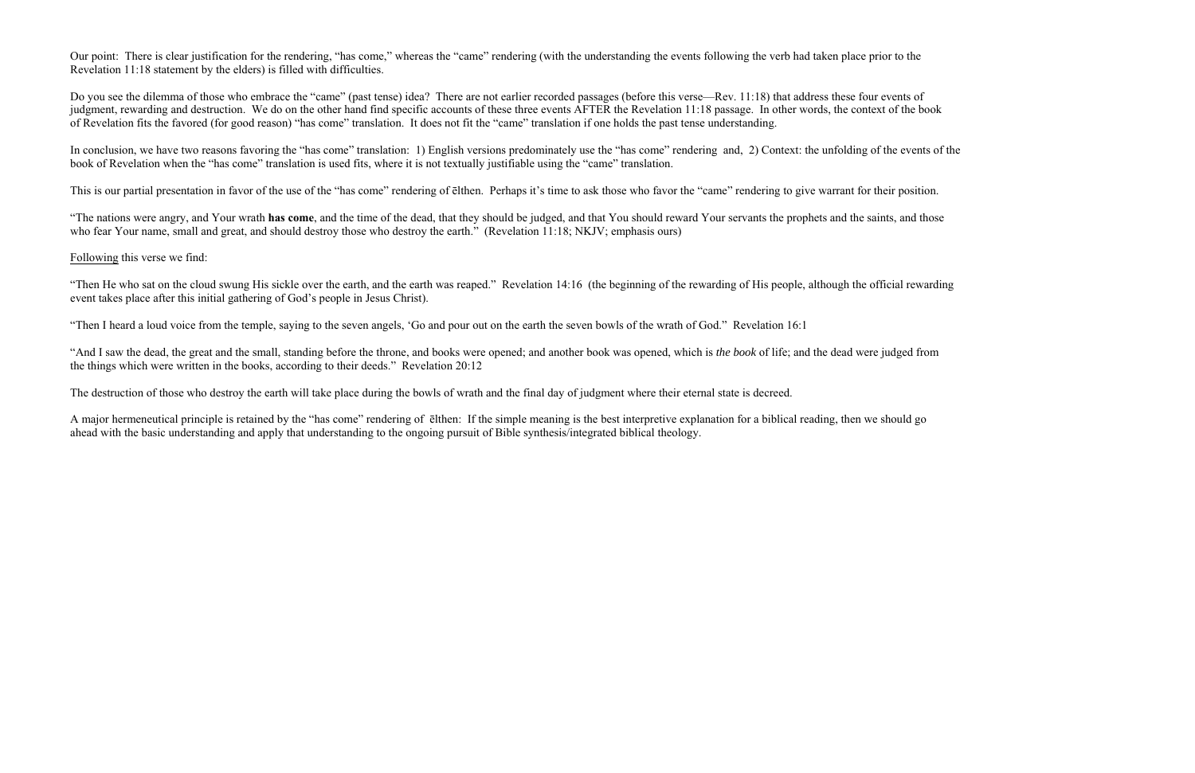Our point: There is clear justification for the rendering, "has come," whereas the "came" rendering (with the understanding the events following the verb had taken place prior to the Revelation 11:18 statement by the elders) is filled with difficulties.

Do you see the dilemma of those who embrace the "came" (past tense) idea? There are not earlier recorded passages (before this verse—Rev. 11:18) that address these four events of judgment, rewarding and destruction. We do on the other hand find specific accounts of these three events AFTER the Revelation 11:18 passage. In other words, the context of the book of Revelation fits the favored (for good reason) "has come" translation. It does not fit the "came" translation if one holds the past tense understanding.

In conclusion, we have two reasons favoring the "has come" translation: 1) English versions predominately use the "has come" rendering and, 2) Context: the unfolding of the events of the book of Revelation when the "has come" translation is used fits, where it is not textually justifiable using the "came" translation.

This is our partial presentation in favor of the use of the "has come" rendering of ēlthen. Perhaps it's time to ask those who favor the "came" rendering to give warrant for their position.

"The nations were angry, and Your wrath **has come**, and the time of the dead, that they should be judged, and that You should reward Your servants the prophets and the saints, and those who fear Your name, small and great, and should destroy those who destroy the earth." (Revelation 11:18; NKJV; emphasis ours)

<u>Following</u> this verse we find:

"Then He who sat on the cloud swung His sickle over the earth, and the earth was reaped." Revelation 14:16 (the beginning of the rewarding of His people, although the official rewarding event takes place after this initial gathering of God's people in Jesus Christ).

"Then I heard a loud voice from the temple, saying to the seven angels, 'Go and pour out on the earth the seven bowls of the wrath of God." Revelation 16:1

"And I saw the dead, the great and the small, standing before the throne, and books were opened; and another book was opened, which is *the book* of life; and the dead were judged from the things which were written in the books, according to their deeds." Revelation 20:12

The destruction of those who destroy the earth will take place during the bowls of wrath and the final day of judgment where their eternal state is decreed.

A major hermeneutical principle is retained by the "has come" rendering of ēlthen: If the simple meaning is the best interpretive explanation for a biblical reading, then we should go ahead with the basic understanding and apply that understanding to the ongoing pursuit of Bible synthesis/integrated biblical theology.